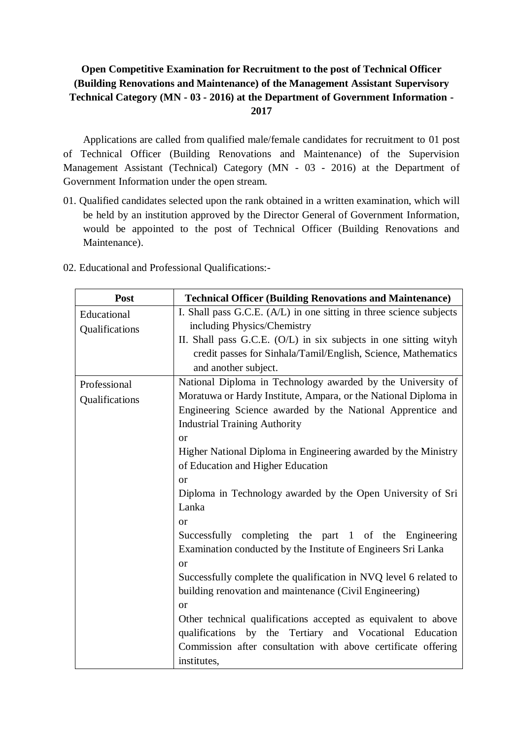**Open Competitive Examination for Recruitment to the post of Technical Officer (Building Renovations and Maintenance) of the Management Assistant Supervisory Technical Category (MN - 03 - 2016) at the Department of Government Information - 2017**

Applications are called from qualified male/female candidates for recruitment to 01 post of Technical Officer (Building Renovations and Maintenance) of the Supervision Management Assistant (Technical) Category (MN - 03 - 2016) at the Department of Government Information under the open stream.

01. Qualified candidates selected upon the rank obtained in a written examination, which will be held by an institution approved by the Director General of Government Information, would be appointed to the post of Technical Officer (Building Renovations and Maintenance).

02. Educational and Professional Qualifications:-

| Post | Technical Officer (Building Renovations and Maintenance) |
|---|---|
| Educational Qualifications | I. Shall pass G.C.E. (A/L) in one sitting in three science subjects including Physics/Chemistry<br>II. Shall pass G.C.E. (O/L) in six subjects in one sitting wityh credit passes for Sinhala/Tamil/English, Science, Mathematics and another subject. |
| Professional Qualifications | National Diploma in Technology awarded by the University of Moratuwa or Hardy Institute, Ampara, or the National Diploma in Engineering Science awarded by the National Apprentice and Industrial Training Authority<br>or<br>Higher National Diploma in Engineering awarded by the Ministry of Education and Higher Education<br>or<br>Diploma in Technology awarded by the Open University of Sri Lanka<br>or<br>Successfully completing the part 1 of the Engineering Examination conducted by the Institute of Engineers Sri Lanka<br>or<br>Successfully complete the qualification in NVQ level 6 related to building renovation and maintenance (Civil Engineering)<br>or<br>Other technical qualifications accepted as equivalent to above qualifications by the Tertiary and Vocational Education Commission after consultation with above certificate offering institutes, |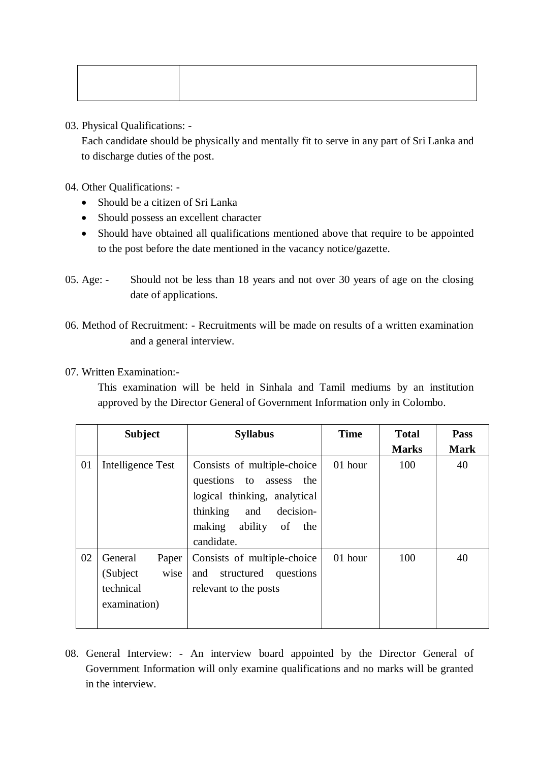| | |
|---|---|
| | |

03. Physical Qualifications: -

Each candidate should be physically and mentally fit to serve in any part of Sri Lanka and to discharge duties of the post.

04. Other Qualifications: -

- Should be a citizen of Sri Lanka
- Should possess an excellent character
- Should have obtained all qualifications mentioned above that require to be appointed to the post before the date mentioned in the vacancy notice/gazette.

05. Age: - Should not be less than 18 years and not over 30 years of age on the closing date of applications.

06. Method of Recruitment: - Recruitments will be made on results of a written examination and a general interview.

07. Written Examination:-

This examination will be held in Sinhala and Tamil mediums by an institution approved by the Director General of Government Information only in Colombo.

| | Subject | Syllabus | Time | Total Marks | Pass Mark |
|---|---|---|---|---|---|
| 01 | Intelligence Test | Consists of multiple-choice questions to assess the logical thinking, analytical thinking and decision-making ability of the candidate. | 01 hour | 100 | 40 |
| 02 | General Paper (Subject wise technical examination) | Consists of multiple-choice and structured questions relevant to the posts | 01 hour | 100 | 40 |

08. General Interview: - An interview board appointed by the Director General of Government Information will only examine qualifications and no marks will be granted in the interview.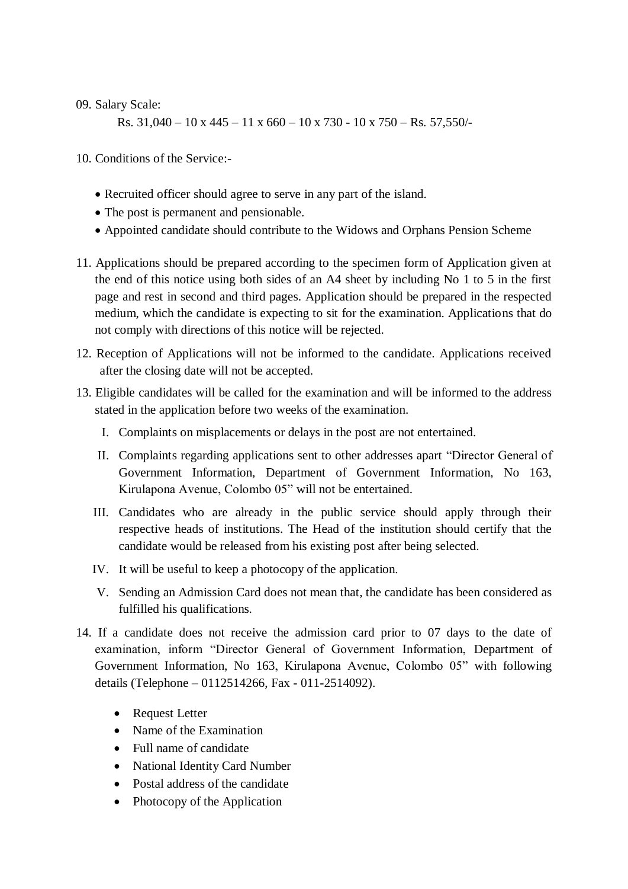09. Salary Scale:

    Rs. 31,040 – 10 x 445 – 11 x 660 – 10 x 730 - 10 x 750 – Rs. 57,550/-

10. Conditions of the Service:-

    - Recruited officer should agree to serve in any part of the island.
    - The post is permanent and pensionable.
    - Appointed candidate should contribute to the Widows and Orphans Pension Scheme

11. Applications should be prepared according to the specimen form of Application given at the end of this notice using both sides of an A4 sheet by including No 1 to 5 in the first page and rest in second and third pages. Application should be prepared in the respected medium, which the candidate is expecting to sit for the examination. Applications that do not comply with directions of this notice will be rejected.

12. Reception of Applications will not be informed to the candidate. Applications received after the closing date will not be accepted.

13. Eligible candidates will be called for the examination and will be informed to the address stated in the application before two weeks of the examination.

    I. Complaints on misplacements or delays in the post are not entertained.

    II. Complaints regarding applications sent to other addresses apart "Director General of Government Information, Department of Government Information, No 163, Kirulapona Avenue, Colombo 05" will not be entertained.

    III. Candidates who are already in the public service should apply through their respective heads of institutions. The Head of the institution should certify that the candidate would be released from his existing post after being selected.

    IV. It will be useful to keep a photocopy of the application.

    V. Sending an Admission Card does not mean that, the candidate has been considered as fulfilled his qualifications.

14. If a candidate does not receive the admission card prior to 07 days to the date of examination, inform "Director General of Government Information, Department of Government Information, No 163, Kirulapona Avenue, Colombo 05" with following details (Telephone – 0112514266, Fax - 011-2514092).

    - Request Letter
    - Name of the Examination
    - Full name of candidate
    - National Identity Card Number
    - Postal address of the candidate
    - Photocopy of the Application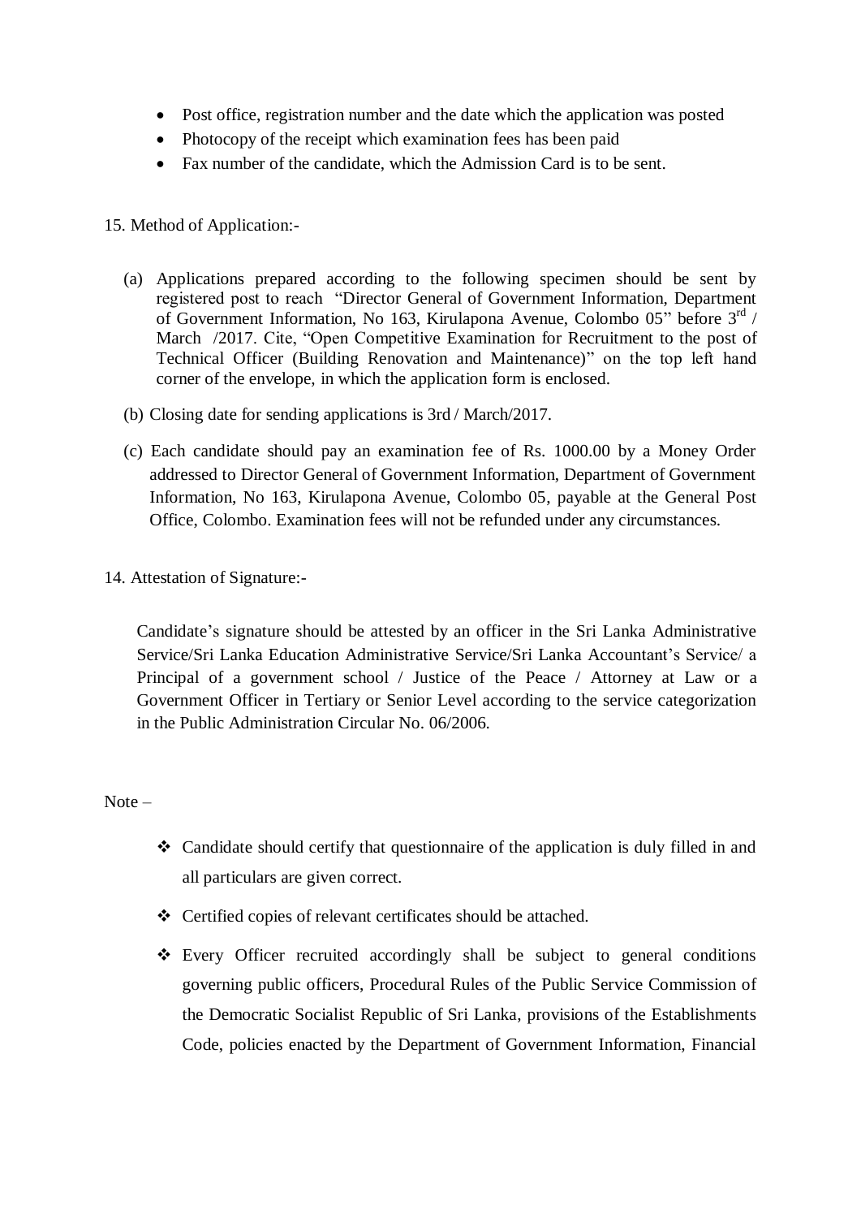- Post office, registration number and the date which the application was posted
- Photocopy of the receipt which examination fees has been paid
- Fax number of the candidate, which the Admission Card is to be sent.

15. Method of Application:-

(a) Applications prepared according to the following specimen should be sent by registered post to reach "Director General of Government Information, Department of Government Information, No 163, Kirulapona Avenue, Colombo 05" before 3rd / March /2017. Cite, "Open Competitive Examination for Recruitment to the post of Technical Officer (Building Renovation and Maintenance)" on the top left hand corner of the envelope, in which the application form is enclosed.

(b) Closing date for sending applications is 3rd / March/2017.

(c) Each candidate should pay an examination fee of Rs. 1000.00 by a Money Order addressed to Director General of Government Information, Department of Government Information, No 163, Kirulapona Avenue, Colombo 05, payable at the General Post Office, Colombo. Examination fees will not be refunded under any circumstances.

14. Attestation of Signature:-

Candidate's signature should be attested by an officer in the Sri Lanka Administrative Service/Sri Lanka Education Administrative Service/Sri Lanka Accountant's Service/ a Principal of a government school / Justice of the Peace / Attorney at Law or a Government Officer in Tertiary or Senior Level according to the service categorization in the Public Administration Circular No. 06/2006.

Note –

- Candidate should certify that questionnaire of the application is duly filled in and all particulars are given correct.
- Certified copies of relevant certificates should be attached.
- Every Officer recruited accordingly shall be subject to general conditions governing public officers, Procedural Rules of the Public Service Commission of the Democratic Socialist Republic of Sri Lanka, provisions of the Establishments Code, policies enacted by the Department of Government Information, Financial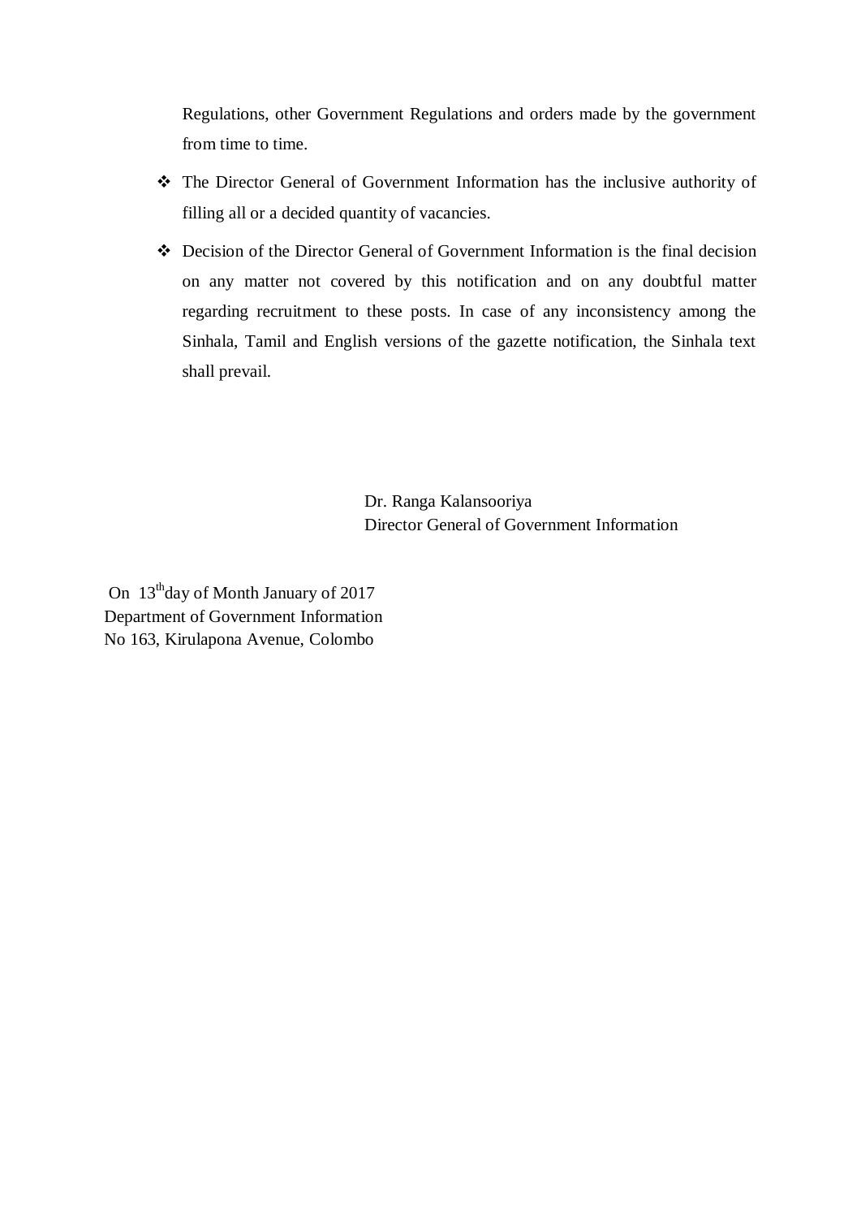Regulations, other Government Regulations and orders made by the government from time to time.

- The Director General of Government Information has the inclusive authority of filling all or a decided quantity of vacancies.
- Decision of the Director General of Government Information is the final decision on any matter not covered by this notification and on any doubtful matter regarding recruitment to these posts. In case of any inconsistency among the Sinhala, Tamil and English versions of the gazette notification, the Sinhala text shall prevail.

Dr. Ranga Kalansooriya
Director General of Government Information

On 13th day of Month January of 2017
Department of Government Information
No 163, Kirulapona Avenue, Colombo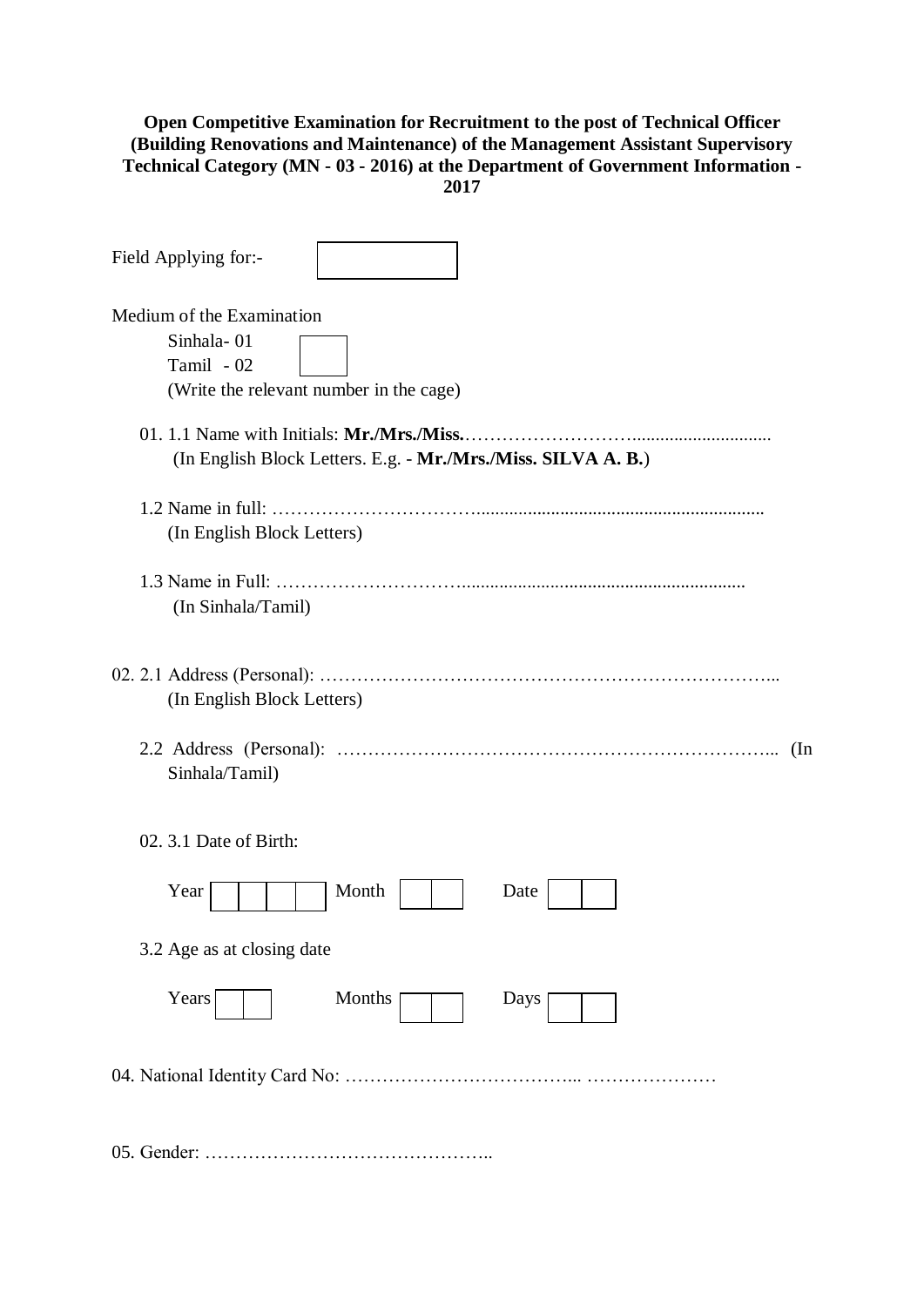**Open Competitive Examination for Recruitment to the post of Technical Officer (Building Renovations and Maintenance) of the Management Assistant Supervisory Technical Category (MN - 03 - 2016) at the Department of Government Information - 2017**

Field Applying for:- [ ]

Medium of the Examination

Sinhala- 01
Tamil - 02 [ ]
(Write the relevant number in the cage)

01. 1.1 Name with Initials: **Mr./Mrs./Miss.**…………………….............................
(In English Block Letters. E.g. - **Mr./Mrs./Miss. SILVA A. B.**)

1.2 Name in full: ……………………………...............................................................
(In English Block Letters)

1.3 Name in Full: ………………………….............................................................
(In Sinhala/Tamil)

02. 2.1 Address (Personal): ………………………………………………………………...
(In English Block Letters)

2.2 Address (Personal): ……………………………………………………………... (In Sinhala/Tamil)

02. 3.1 Date of Birth:

Year [ | | | ] Month [ | ] Date [ | ]

3.2 Age as at closing date

Years [ | ] Months [ | ] Days [ | ]

04. National Identity Card No: ……………………………….. …………………

05. Gender: ………………………………………..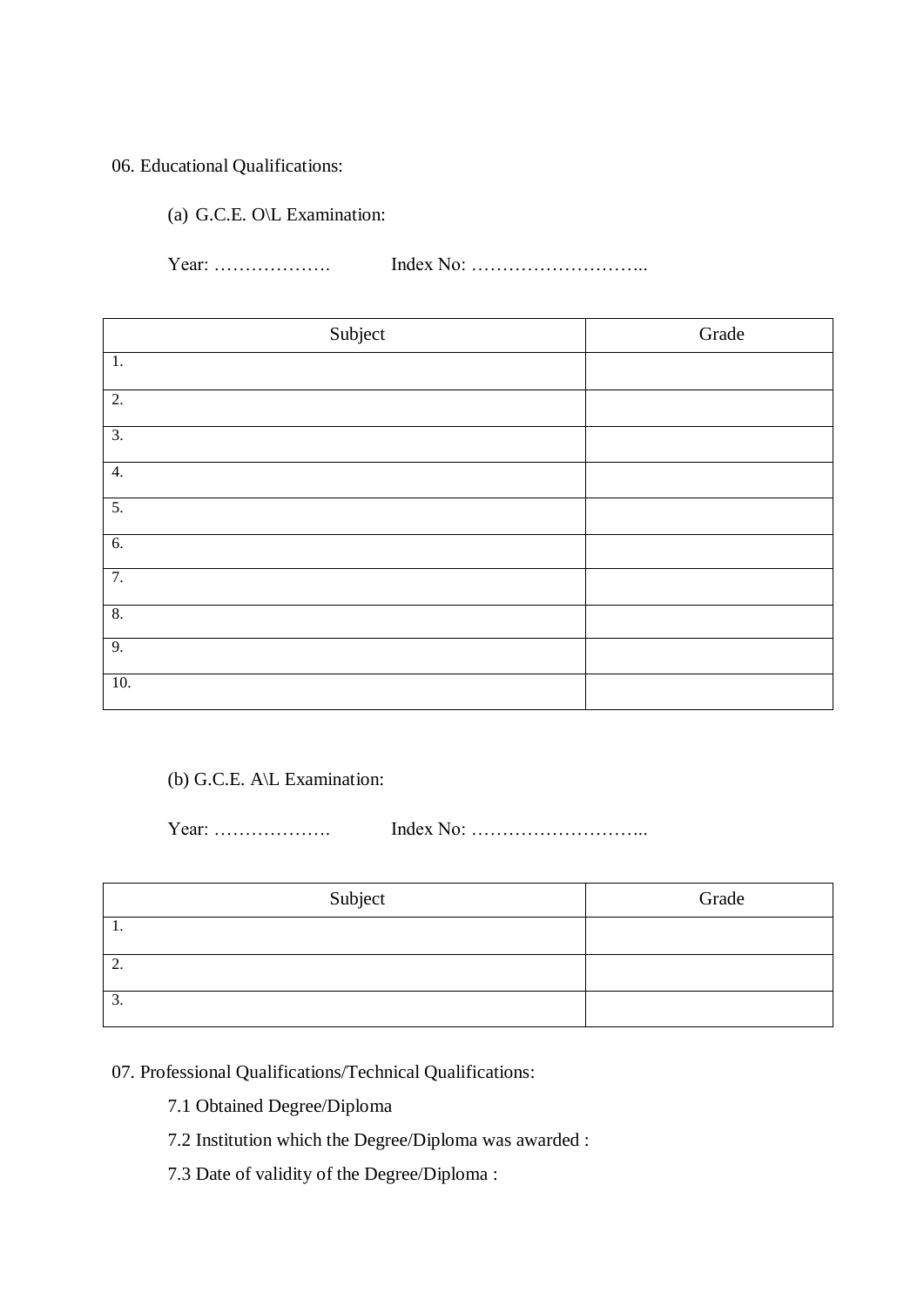06. Educational Qualifications:

(a) G.C.E. O\L Examination:

Year: ………………. Index No: ………………………..

| Subject | Grade |
|---|---|
| 1. | |
| 2. | |
| 3. | |
| 4. | |
| 5. | |
| 6. | |
| 7. | |
| 8. | |
| 9. | |
| 10. | |

(b) G.C.E. A\L Examination:

Year: ………………. Index No: ………………………..

| Subject | Grade |
|---|---|
| 1. | |
| 2. | |
| 3. | |

07. Professional Qualifications/Technical Qualifications:

7.1 Obtained Degree/Diploma

7.2 Institution which the Degree/Diploma was awarded :

7.3 Date of validity of the Degree/Diploma :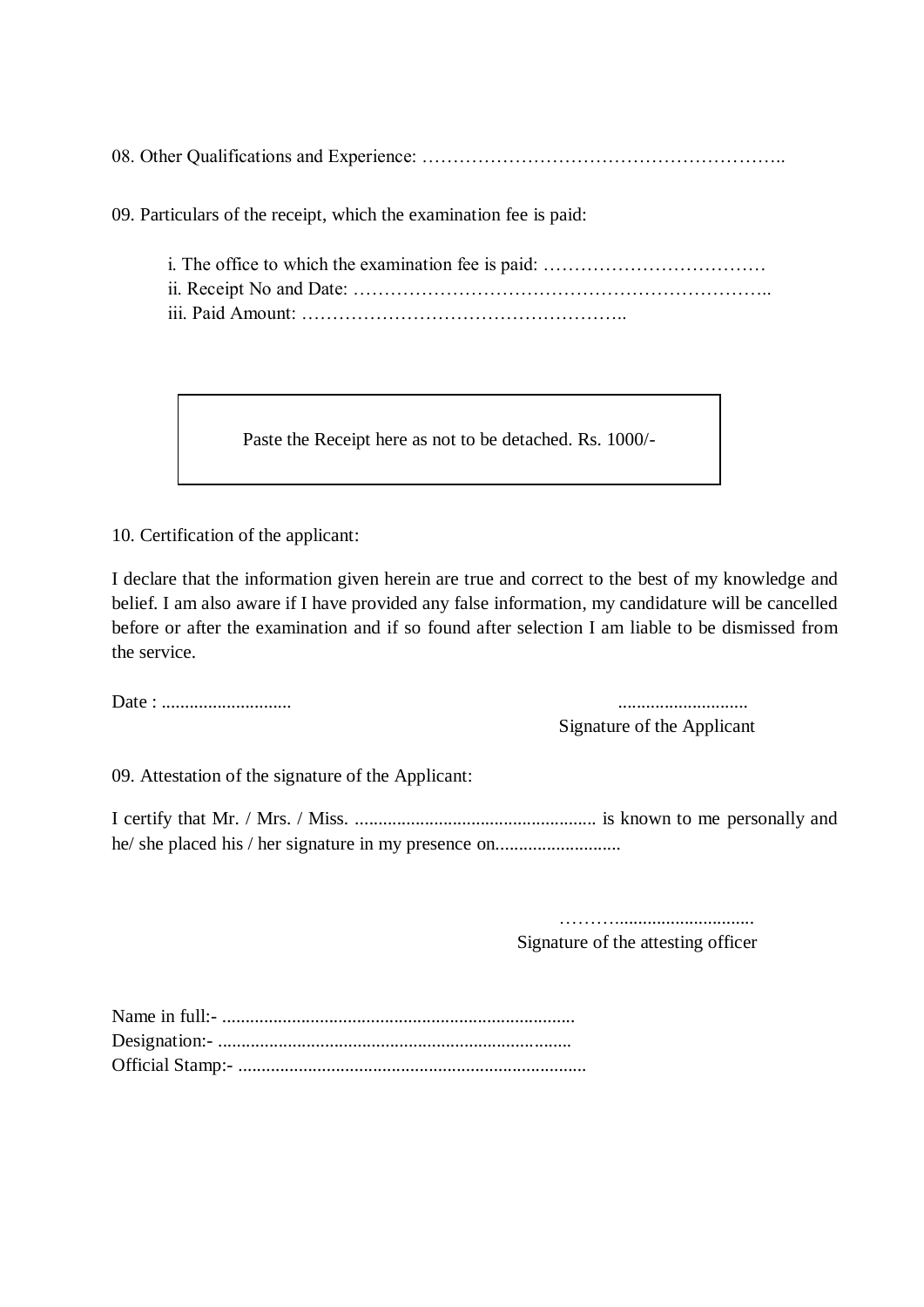08. Other Qualifications and Experience: …………………………………………………..

09. Particulars of the receipt, which the examination fee is paid:

i. The office to which the examination fee is paid: ………………………………
ii. Receipt No and Date: …………………………………………………………..
iii. Paid Amount: ……………………………………………..

| |
|---|
| Paste the Receipt here as not to be detached. Rs. 1000/- |

10. Certification of the applicant:

I declare that the information given herein are true and correct to the best of my knowledge and belief. I am also aware if I have provided any false information, my candidature will be cancelled before or after the examination and if so found after selection I am liable to be dismissed from the service.

Date : ............................

............................
Signature of the Applicant

09. Attestation of the signature of the Applicant:

I certify that Mr. / Mrs. / Miss. .................................................... is known to me personally and he/ she placed his / her signature in my presence on...........................

………..............................
Signature of the attesting officer

Name in full:- ...........................................................................
Designation:- ...........................................................................
Official Stamp:- ..........................................................................